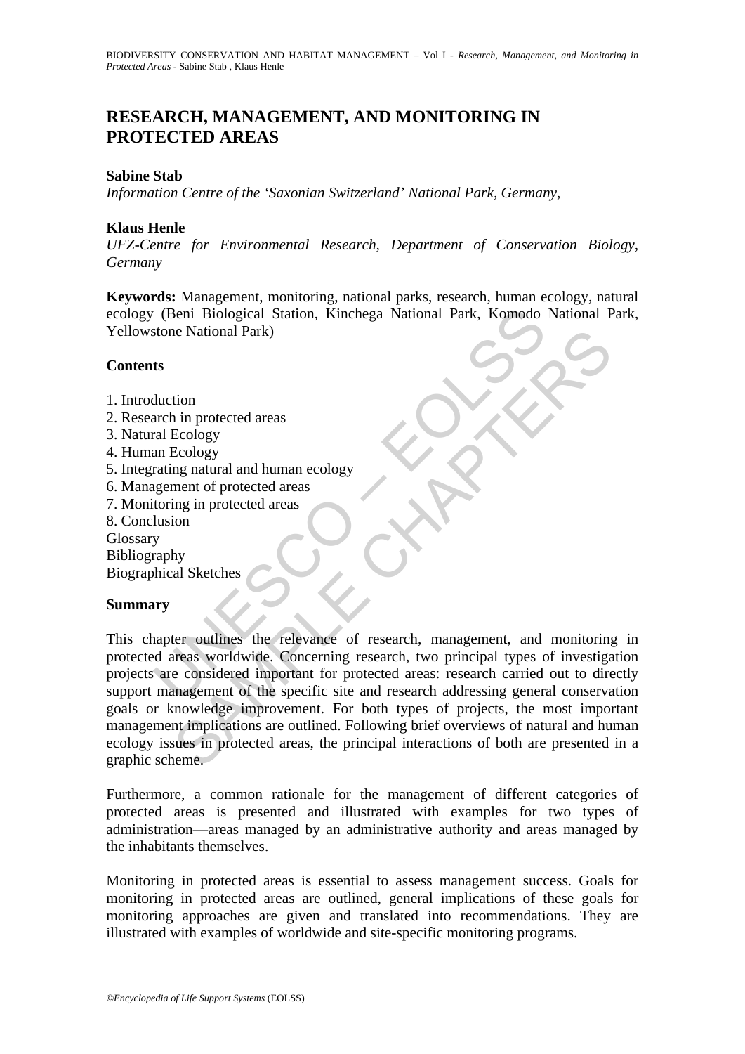# RESEARCH, MANAGEMENT, AND MONITORING IN PROTECTED AREAS

**Sabine Stab**

*Information Centre of the 'Saxonian Switzerland' National Park, Germany*,

**Klaus Henle**

*UFZ-Centre for Environmental Research, Department of Conservation Biology, Germany*

**Keywords:** Management, monitoring, national parks, research, human ecology, natural ecology (Beni Biological Station, Kinchega National Park, Komodo National Park, Yellowstone National Park)

## Contents

1. Introduction
2. Research in protected areas
3. Natural Ecology
4. Human Ecology
5. Integrating natural and human ecology
6. Management of protected areas
7. Monitoring in protected areas
8. Conclusion

Glossary
Bibliography
Biographical Sketches

## Summary

This chapter outlines the relevance of research, management, and monitoring in protected areas worldwide. Concerning research, two principal types of investigation projects are considered important for protected areas: research carried out to directly support management of the specific site and research addressing general conservation goals or knowledge improvement. For both types of projects, the most important management implications are outlined. Following brief overviews of natural and human ecology issues in protected areas, the principal interactions of both are presented in a graphic scheme.

Furthermore, a common rationale for the management of different categories of protected areas is presented and illustrated with examples for two types of administration—areas managed by an administrative authority and areas managed by the inhabitants themselves.

Monitoring in protected areas is essential to assess management success. Goals for monitoring in protected areas are outlined, general implications of these goals for monitoring approaches are given and translated into recommendations. They are illustrated with examples of worldwide and site-specific monitoring programs.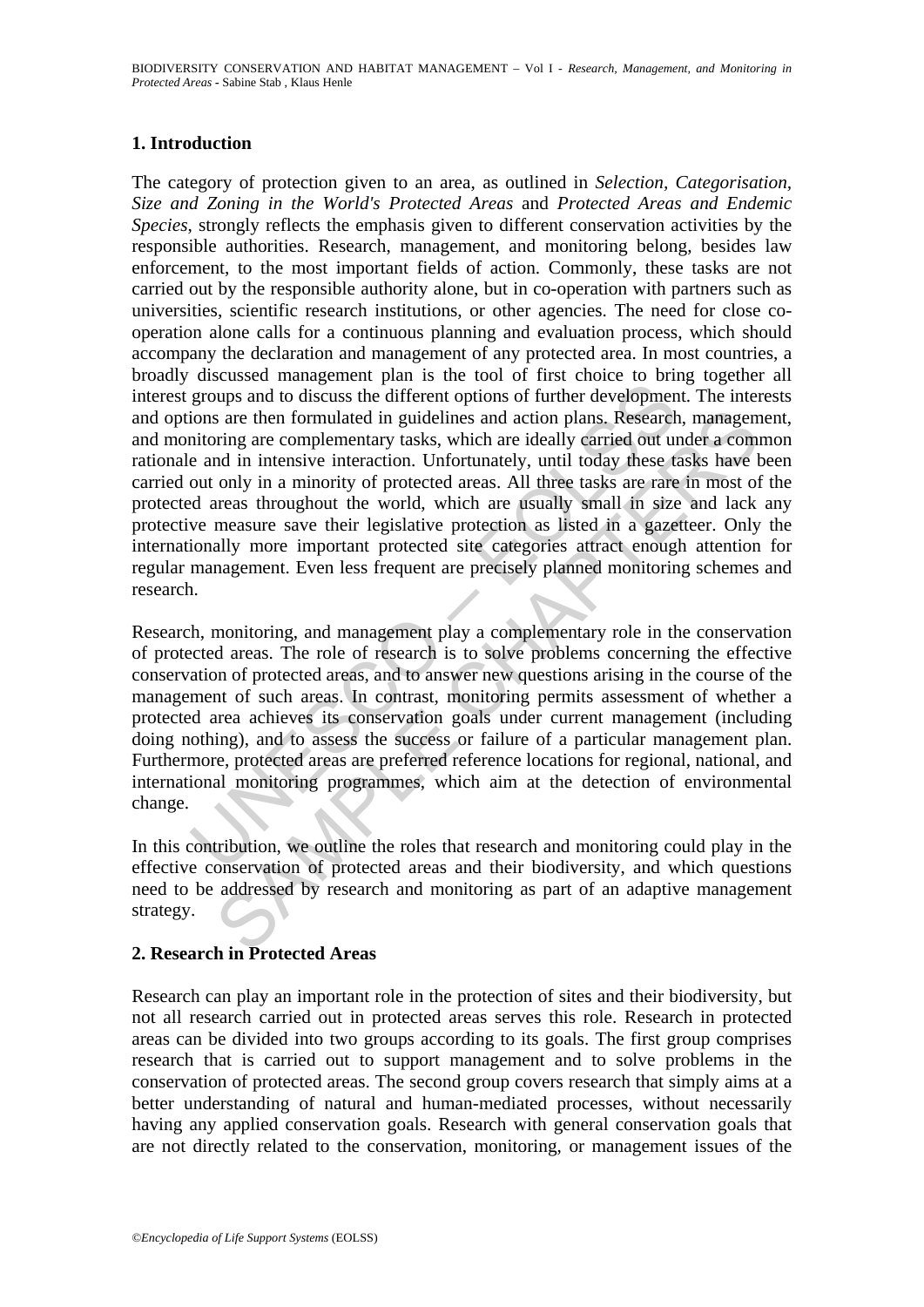## 1. Introduction

The category of protection given to an area, as outlined in *Selection, Categorisation, Size and Zoning in the World's Protected Areas* and *Protected Areas and Endemic Species*, strongly reflects the emphasis given to different conservation activities by the responsible authorities. Research, management, and monitoring belong, besides law enforcement, to the most important fields of action. Commonly, these tasks are not carried out by the responsible authority alone, but in co-operation with partners such as universities, scientific research institutions, or other agencies. The need for close co-operation alone calls for a continuous planning and evaluation process, which should accompany the declaration and management of any protected area. In most countries, a broadly discussed management plan is the tool of first choice to bring together all interest groups and to discuss the different options of further development. The interests and options are then formulated in guidelines and action plans. Research, management, and monitoring are complementary tasks, which are ideally carried out under a common rationale and in intensive interaction. Unfortunately, until today these tasks have been carried out only in a minority of protected areas. All three tasks are rare in most of the protected areas throughout the world, which are usually small in size and lack any protective measure save their legislative protection as listed in a gazetteer. Only the internationally more important protected site categories attract enough attention for regular management. Even less frequent are precisely planned monitoring schemes and research.

Research, monitoring, and management play a complementary role in the conservation of protected areas. The role of research is to solve problems concerning the effective conservation of protected areas, and to answer new questions arising in the course of the management of such areas. In contrast, monitoring permits assessment of whether a protected area achieves its conservation goals under current management (including doing nothing), and to assess the success or failure of a particular management plan. Furthermore, protected areas are preferred reference locations for regional, national, and international monitoring programmes, which aim at the detection of environmental change.

In this contribution, we outline the roles that research and monitoring could play in the effective conservation of protected areas and their biodiversity, and which questions need to be addressed by research and monitoring as part of an adaptive management strategy.

## 2. Research in Protected Areas

Research can play an important role in the protection of sites and their biodiversity, but not all research carried out in protected areas serves this role. Research in protected areas can be divided into two groups according to its goals. The first group comprises research that is carried out to support management and to solve problems in the conservation of protected areas. The second group covers research that simply aims at a better understanding of natural and human-mediated processes, without necessarily having any applied conservation goals. Research with general conservation goals that are not directly related to the conservation, monitoring, or management issues of the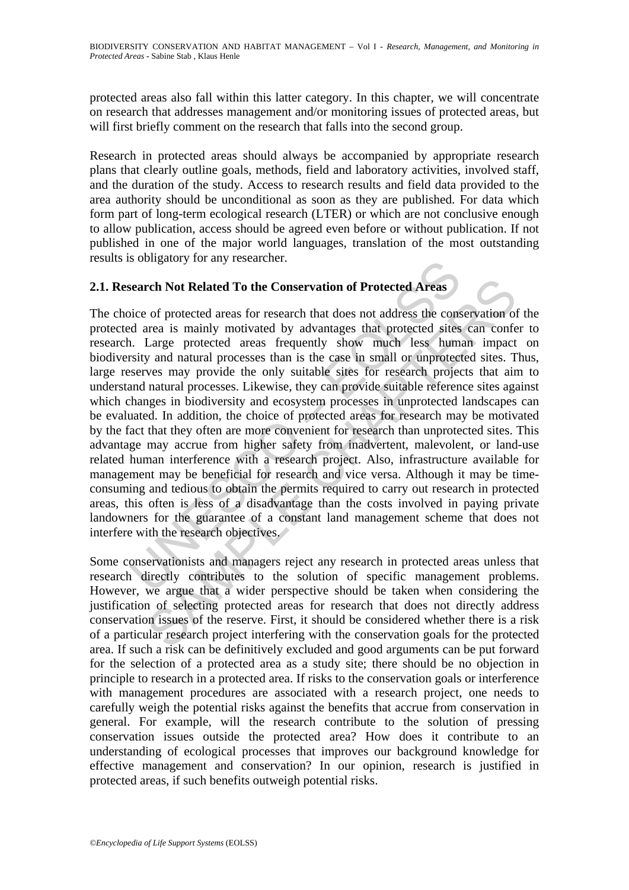protected areas also fall within this latter category. In this chapter, we will concentrate on research that addresses management and/or monitoring issues of protected areas, but will first briefly comment on the research that falls into the second group.

Research in protected areas should always be accompanied by appropriate research plans that clearly outline goals, methods, field and laboratory activities, involved staff, and the duration of the study. Access to research results and field data provided to the area authority should be unconditional as soon as they are published. For data which form part of long-term ecological research (LTER) or which are not conclusive enough to allow publication, access should be agreed even before or without publication. If not published in one of the major world languages, translation of the most outstanding results is obligatory for any researcher.

## 2.1. Research Not Related To the Conservation of Protected Areas

The choice of protected areas for research that does not address the conservation of the protected area is mainly motivated by advantages that protected sites can confer to research. Large protected areas frequently show much less human impact on biodiversity and natural processes than is the case in small or unprotected sites. Thus, large reserves may provide the only suitable sites for research projects that aim to understand natural processes. Likewise, they can provide suitable reference sites against which changes in biodiversity and ecosystem processes in unprotected landscapes can be evaluated. In addition, the choice of protected areas for research may be motivated by the fact that they often are more convenient for research than unprotected sites. This advantage may accrue from higher safety from inadvertent, malevolent, or land-use related human interference with a research project. Also, infrastructure available for management may be beneficial for research and vice versa. Although it may be time-consuming and tedious to obtain the permits required to carry out research in protected areas, this often is less of a disadvantage than the costs involved in paying private landowners for the guarantee of a constant land management scheme that does not interfere with the research objectives.

Some conservationists and managers reject any research in protected areas unless that research directly contributes to the solution of specific management problems. However, we argue that a wider perspective should be taken when considering the justification of selecting protected areas for research that does not directly address conservation issues of the reserve. First, it should be considered whether there is a risk of a particular research project interfering with the conservation goals for the protected area. If such a risk can be definitively excluded and good arguments can be put forward for the selection of a protected area as a study site; there should be no objection in principle to research in a protected area. If risks to the conservation goals or interference with management procedures are associated with a research project, one needs to carefully weigh the potential risks against the benefits that accrue from conservation in general. For example, will the research contribute to the solution of pressing conservation issues outside the protected area? How does it contribute to an understanding of ecological processes that improves our background knowledge for effective management and conservation? In our opinion, research is justified in protected areas, if such benefits outweigh potential risks.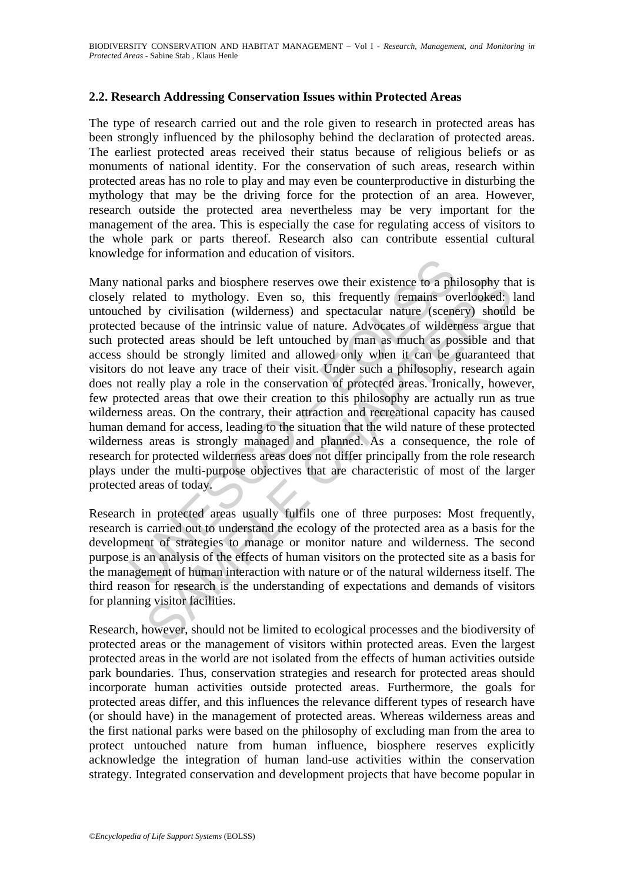### 2.2. Research Addressing Conservation Issues within Protected Areas

The type of research carried out and the role given to research in protected areas has been strongly influenced by the philosophy behind the declaration of protected areas. The earliest protected areas received their status because of religious beliefs or as monuments of national identity. For the conservation of such areas, research within protected areas has no role to play and may even be counterproductive in disturbing the mythology that may be the driving force for the protection of an area. However, research outside the protected area nevertheless may be very important for the management of the area. This is especially the case for regulating access of visitors to the whole park or parts thereof. Research also can contribute essential cultural knowledge for information and education of visitors.

Many national parks and biosphere reserves owe their existence to a philosophy that is closely related to mythology. Even so, this frequently remains overlooked: land untouched by civilisation (wilderness) and spectacular nature (scenery) should be protected because of the intrinsic value of nature. Advocates of wilderness argue that such protected areas should be left untouched by man as much as possible and that access should be strongly limited and allowed only when it can be guaranteed that visitors do not leave any trace of their visit. Under such a philosophy, research again does not really play a role in the conservation of protected areas. Ironically, however, few protected areas that owe their creation to this philosophy are actually run as true wilderness areas. On the contrary, their attraction and recreational capacity has caused human demand for access, leading to the situation that the wild nature of these protected wilderness areas is strongly managed and planned. As a consequence, the role of research for protected wilderness areas does not differ principally from the role research plays under the multi-purpose objectives that are characteristic of most of the larger protected areas of today.

Research in protected areas usually fulfils one of three purposes: Most frequently, research is carried out to understand the ecology of the protected area as a basis for the development of strategies to manage or monitor nature and wilderness. The second purpose is an analysis of the effects of human visitors on the protected site as a basis for the management of human interaction with nature or of the natural wilderness itself. The third reason for research is the understanding of expectations and demands of visitors for planning visitor facilities.

Research, however, should not be limited to ecological processes and the biodiversity of protected areas or the management of visitors within protected areas. Even the largest protected areas in the world are not isolated from the effects of human activities outside park boundaries. Thus, conservation strategies and research for protected areas should incorporate human activities outside protected areas. Furthermore, the goals for protected areas differ, and this influences the relevance different types of research have (or should have) in the management of protected areas. Whereas wilderness areas and the first national parks were based on the philosophy of excluding man from the area to protect untouched nature from human influence, biosphere reserves explicitly acknowledge the integration of human land-use activities within the conservation strategy. Integrated conservation and development projects that have become popular in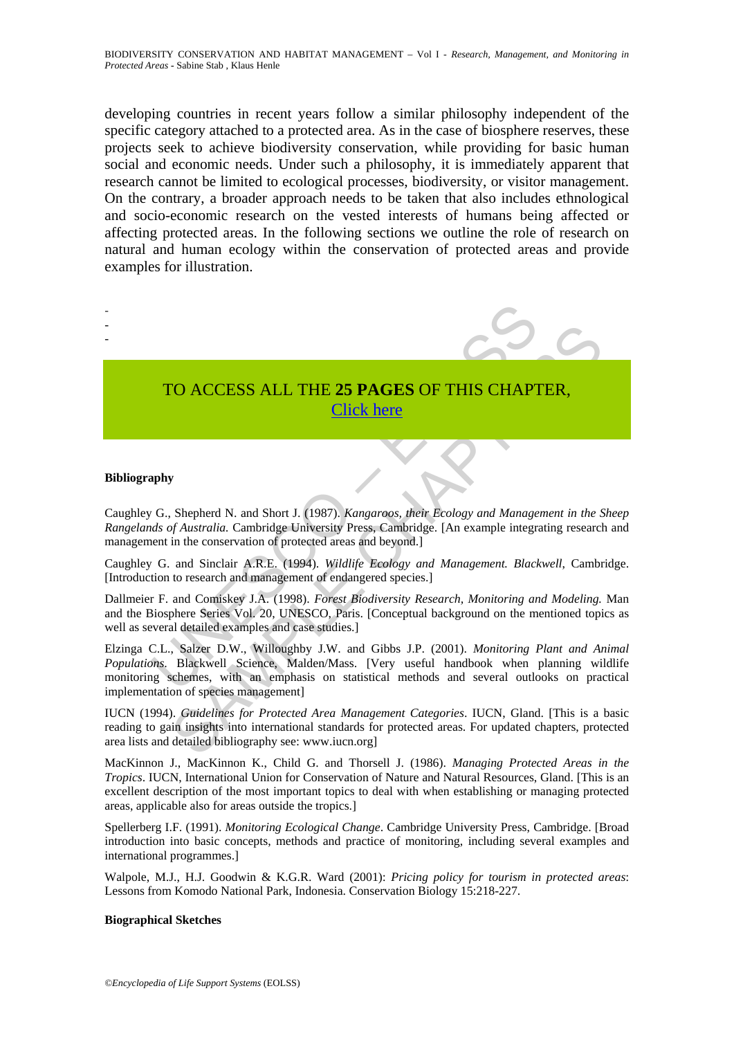developing countries in recent years follow a similar philosophy independent of the specific category attached to a protected area. As in the case of biosphere reserves, these projects seek to achieve biodiversity conservation, while providing for basic human social and economic needs. Under such a philosophy, it is immediately apparent that research cannot be limited to ecological processes, biodiversity, or visitor management. On the contrary, a broader approach needs to be taken that also includes ethnological and socio-economic research on the vested interests of humans being affected or affecting protected areas. In the following sections we outline the role of research on natural and human ecology within the conservation of protected areas and provide examples for illustration.

-
-
-

TO ACCESS ALL THE **25 PAGES** OF THIS CHAPTER,
Click here

**Bibliography**

Caughley G., Shepherd N. and Short J. (1987). *Kangaroos, their Ecology and Management in the Sheep Rangelands of Australia.* Cambridge University Press, Cambridge. [An example integrating research and management in the conservation of protected areas and beyond.]

Caughley G. and Sinclair A.R.E. (1994). *Wildlife Ecology and Management. Blackwell*, Cambridge. [Introduction to research and management of endangered species.]

Dallmeier F. and Comiskey J.A. (1998). *Forest Biodiversity Research, Monitoring and Modeling.* Man and the Biosphere Series Vol. 20, UNESCO, Paris. [Conceptual background on the mentioned topics as well as several detailed examples and case studies.]

Elzinga C.L., Salzer D.W., Willoughby J.W. and Gibbs J.P. (2001). *Monitoring Plant and Animal Populations.* Blackwell Science, Malden/Mass. [Very useful handbook when planning wildlife monitoring schemes, with an emphasis on statistical methods and several outlooks on practical implementation of species management]

IUCN (1994). *Guidelines for Protected Area Management Categories*. IUCN, Gland. [This is a basic reading to gain insights into international standards for protected areas. For updated chapters, protected area lists and detailed bibliography see: www.iucn.org]

MacKinnon J., MacKinnon K., Child G. and Thorsell J. (1986). *Managing Protected Areas in the Tropics*. IUCN, International Union for Conservation of Nature and Natural Resources, Gland. [This is an excellent description of the most important topics to deal with when establishing or managing protected areas, applicable also for areas outside the tropics.]

Spellerberg I.F. (1991). *Monitoring Ecological Change*. Cambridge University Press, Cambridge. [Broad introduction into basic concepts, methods and practice of monitoring, including several examples and international programmes.]

Walpole, M.J., H.J. Goodwin & K.G.R. Ward (2001): *Pricing policy for tourism in protected areas*: Lessons from Komodo National Park, Indonesia. Conservation Biology 15:218-227.

**Biographical Sketches**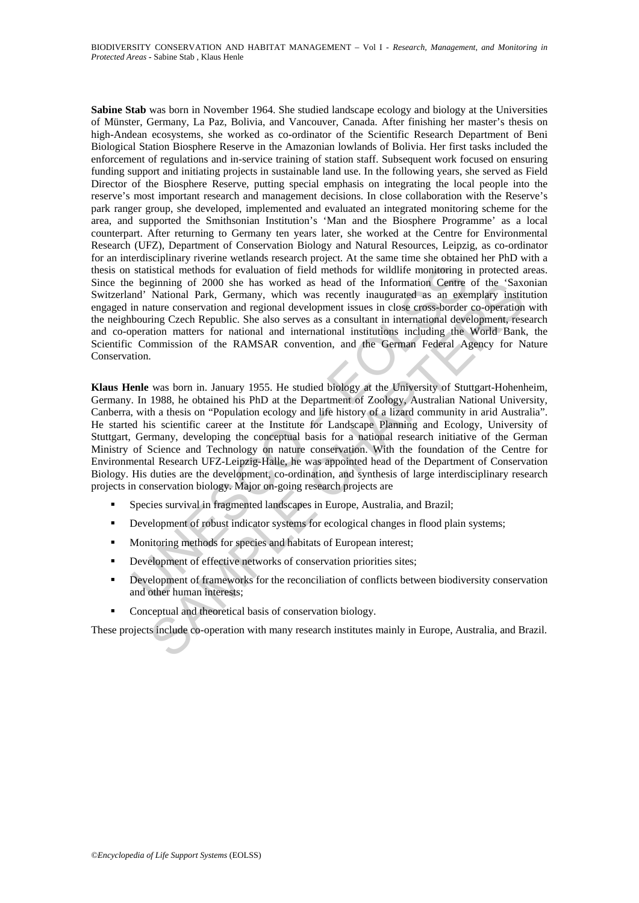**Sabine Stab** was born in November 1964. She studied landscape ecology and biology at the Universities of Münster, Germany, La Paz, Bolivia, and Vancouver, Canada. After finishing her master's thesis on high-Andean ecosystems, she worked as co-ordinator of the Scientific Research Department of Beni Biological Station Biosphere Reserve in the Amazonian lowlands of Bolivia. Her first tasks included the enforcement of regulations and in-service training of station staff. Subsequent work focused on ensuring funding support and initiating projects in sustainable land use. In the following years, she served as Field Director of the Biosphere Reserve, putting special emphasis on integrating the local people into the reserve's most important research and management decisions. In close collaboration with the Reserve's park ranger group, she developed, implemented and evaluated an integrated monitoring scheme for the area, and supported the Smithsonian Institution's 'Man and the Biosphere Programme' as a local counterpart. After returning to Germany ten years later, she worked at the Centre for Environmental Research (UFZ), Department of Conservation Biology and Natural Resources, Leipzig, as co-ordinator for an interdisciplinary riverine wetlands research project. At the same time she obtained her PhD with a thesis on statistical methods for evaluation of field methods for wildlife monitoring in protected areas. Since the beginning of 2000 she has worked as head of the Information Centre of the 'Saxonian Switzerland' National Park, Germany, which was recently inaugurated as an exemplary institution engaged in nature conservation and regional development issues in close cross-border co-operation with the neighbouring Czech Republic. She also serves as a consultant in international development, research and co-operation matters for national and international institutions including the World Bank, the Scientific Commission of the RAMSAR convention, and the German Federal Agency for Nature Conservation.

**Klaus Henle** was born in. January 1955. He studied biology at the University of Stuttgart-Hohenheim, Germany. In 1988, he obtained his PhD at the Department of Zoology, Australian National University, Canberra, with a thesis on "Population ecology and life history of a lizard community in arid Australia". He started his scientific career at the Institute for Landscape Planning and Ecology, University of Stuttgart, Germany, developing the conceptual basis for a national research initiative of the German Ministry of Science and Technology on nature conservation. With the foundation of the Centre for Environmental Research UFZ-Leipzig-Halle, he was appointed head of the Department of Conservation Biology. His duties are the development, co-ordination, and synthesis of large interdisciplinary research projects in conservation biology. Major on-going research projects are

- Species survival in fragmented landscapes in Europe, Australia, and Brazil;
- Development of robust indicator systems for ecological changes in flood plain systems;
- Monitoring methods for species and habitats of European interest;
- Development of effective networks of conservation priorities sites;
- Development of frameworks for the reconciliation of conflicts between biodiversity conservation and other human interests;
- Conceptual and theoretical basis of conservation biology.

These projects include co-operation with many research institutes mainly in Europe, Australia, and Brazil.